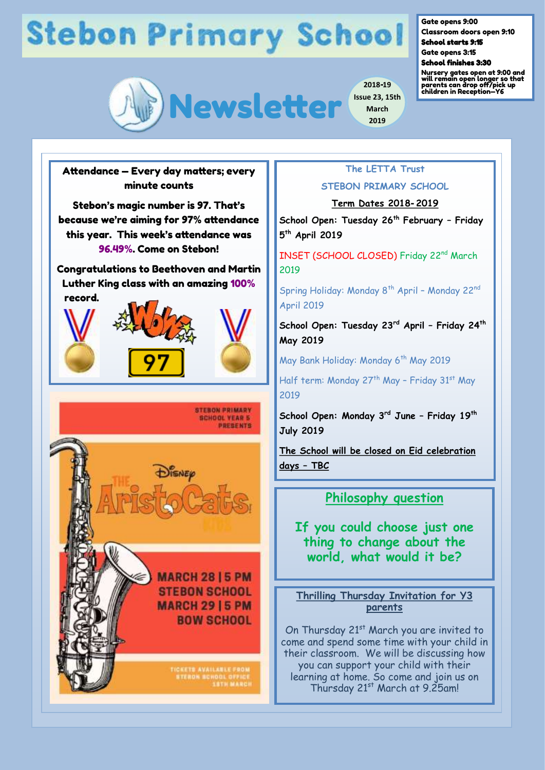# Stebon Primary School

Gate opens 9:00
Classroom doors open 9:10
**School starts 9:15**
Gate opens 3:15
**School finishes 3:30**
Nursery gates open at 9:00 and will remain open longer so that parents can drop off/pick up children in Reception—Y6

# Newsletter

2018-19
Issue 23, 15th March 2019

## Attendance – Every day matters; every minute counts

**Stebon's magic number is 97. That's because we're aiming for 97% attendance this year. This week's attendance was 96.49%. Come on Stebon!**

**Congratulations to Beethoven and Martin Luther King class with an amazing 100% record.**

WOW 97

STEBON PRIMARY SCHOOL YEAR 5 PRESENTS

Disney THE AristoCats KIDS

MARCH 28 | 5 PM
STEBON SCHOOL
MARCH 29 | 5 PM
BOW SCHOOL

TICKETS AVAILABLE FROM STEBON SCHOOL OFFICE 18TH MARCH

## The LETTA Trust

## STEBON PRIMARY SCHOOL

**Term Dates 2018-2019**

School Open: Tuesday 26th February – Friday 5th April 2019

INSET (SCHOOL CLOSED) Friday 22nd March 2019

Spring Holiday: Monday 8th April – Monday 22nd April 2019

School Open: Tuesday 23rd April – Friday 24th May 2019

May Bank Holiday: Monday 6th May 2019

Half term: Monday 27th May – Friday 31st May 2019

School Open: Monday 3rd June – Friday 19th July 2019

**The School will be closed on Eid celebration days – TBC**

## Philosophy question

**If you could choose just one thing to change about the world, what would it be?**

## Thrilling Thursday Invitation for Y3 parents

On Thursday 21st March you are invited to come and spend some time with your child in their classroom. We will be discussing how you can support your child with their learning at home. So come and join us on Thursday 21st March at 9.25am!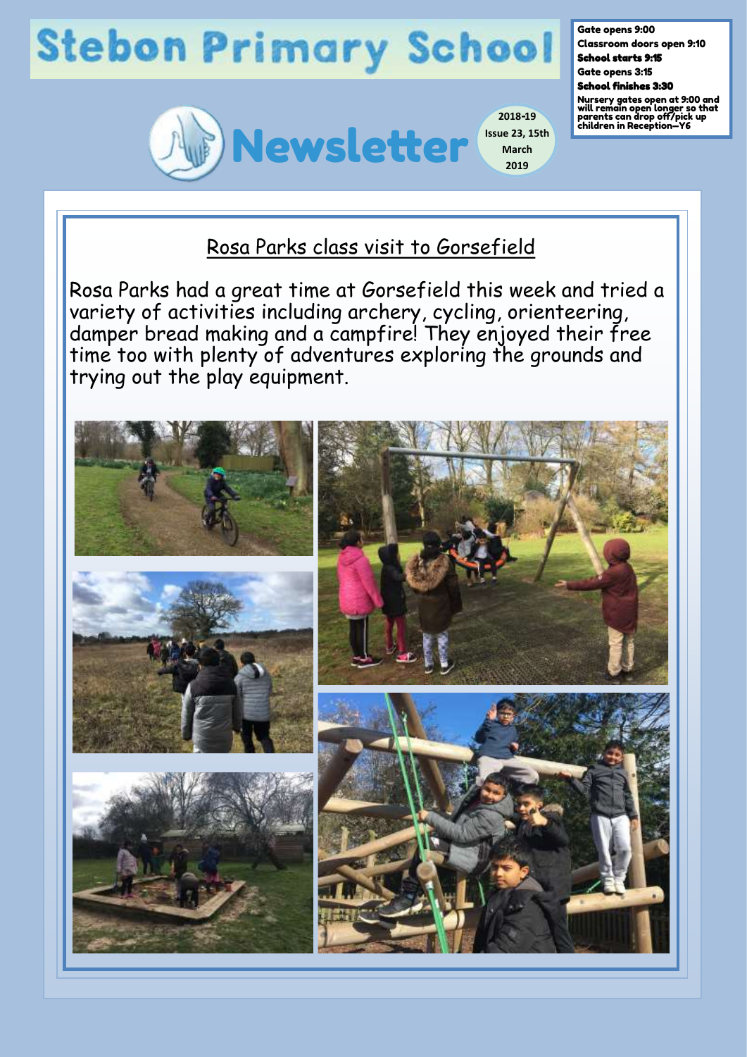# Stebon Primary School

Gate opens 9:00
Classroom doors open 9:10
**School starts 9:15**
Gate opens 3:15
**School finishes 3:30**
Nursery gates open at 9:00 and will remain open longer so that parents can drop off/pick up children in Reception—Y6

## Newsletter

2018-19
Issue 23, 15th March 2019

### Rosa Parks class visit to Gorsefield

Rosa Parks had a great time at Gorsefield this week and tried a variety of activities including archery, cycling, orienteering, damper bread making and a campfire! They enjoyed their free time too with plenty of adventures exploring the grounds and trying out the play equipment.